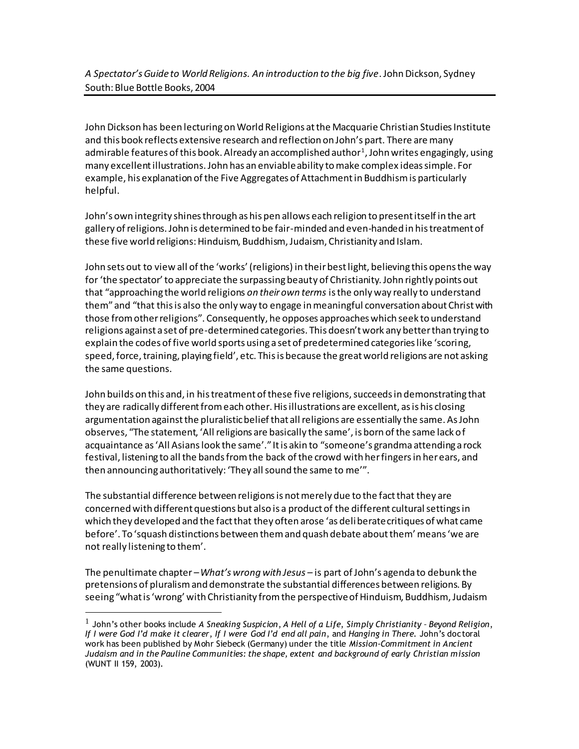*A Spectator's Guide to World Religions. An introduction to the big five*. John Dickson, Sydney South: Blue Bottle Books, 2004

John Dickson has been lecturing on World Religions at the Macquarie Christian Studies Institute and this book reflects extensive research and reflection on John's part. There are many admirable features of this book. Already an accomplished author[1], John writes engagingly, using many excellent illustrations. John has an enviable ability to make complex ideas simple. For example, his explanation of the Five Aggregates of Attachment in Buddhism is particularly helpful.

John's own integrity shines through as his pen allows each religion to present itself in the art gallery of religions. John is determined to be fair-minded and even-handed in his treatment of these five world religions: Hinduism, Buddhism, Judaism, Christianity and Islam.

John sets out to view all of the 'works' (religions) in their best light, believing this opens the way for 'the spectator' to appreciate the surpassing beauty of Christianity. John rightly points out that "approaching the world religions *on their own terms* is the only way really to understand them" and "that this is also the only way to engage in meaningful conversation about Christ with those from other religions". Consequently, he opposes approaches which seek to understand religions against a set of pre-determined categories. This doesn't work any better than trying to explain the codes of five world sports using a set of predetermined categories like 'scoring, speed, force, training, playing field', etc. This is because the great world religions are not asking the same questions.

John builds on this and, in his treatment of these five religions, succeeds in demonstrating that they are radically different from each other. His illustrations are excellent, as is his closing argumentation against the pluralistic belief that all religions are essentially the same. As John observes, "The statement, 'All religions are basically the same', is born of the same lack of acquaintance as 'All Asians look the same'." It is akin to "someone's grandma attending a rock festival, listening to all the bands from the back of the crowd with her fingers in her ears, and then announcing authoritatively: 'They all sound the same to me'".

The substantial difference between religions is not merely due to the fact that they are concerned with different questions but also is a product of the different cultural settings in which they developed and the fact that they often arose 'as deliberate critiques of what came before'. To 'squash distinctions between them and quash debate about them' means 'we are not really listening to them'.

The penultimate chapter – *What's wrong with Jesus* – is part of John's agenda to debunk the pretensions of pluralism and demonstrate the substantial differences between religions. By seeing "what is 'wrong' with Christianity from the perspective of Hinduism, Buddhism, Judaism

---

[1] John's other books include *A Sneaking Suspicion*, *A Hell of a Life*, *Simply Christianity - Beyond Religion*, *If I were God I'd make it clearer*, *If I were God I'd end all pain*, and *Hanging in There*. John's doctoral work has been published by Mohr Siebeck (Germany) under the title *Mission-Commitment in Ancient Judaism and in the Pauline Communities: the shape, extent and background of early Christian mission* (WUNT II 159, 2003).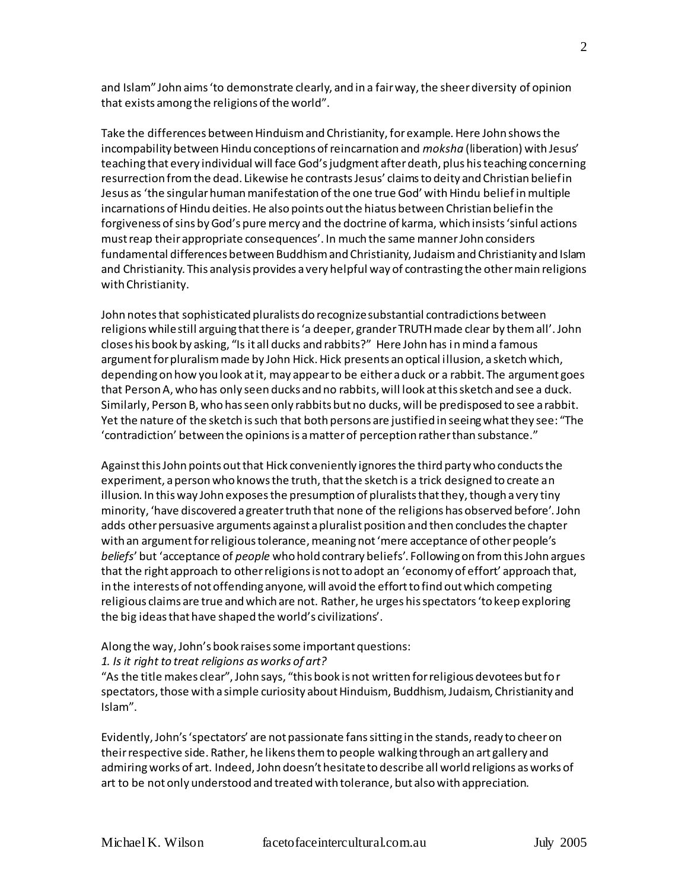and Islam" John aims 'to demonstrate clearly, and in a fair way, the sheer diversity of opinion that exists among the religions of the world".

Take the differences between Hinduism and Christianity, for example. Here John shows the incompability between Hindu conceptions of reincarnation and *moksha* (liberation) with Jesus' teaching that every individual will face God's judgment after death, plus his teaching concerning resurrection from the dead. Likewise he contrasts Jesus' claims to deity and Christian belief in Jesus as 'the singular human manifestation of the one true God' with Hindu belief in multiple incarnations of Hindu deities. He also points out the hiatus between Christian belief in the forgiveness of sins by God's pure mercy and the doctrine of karma, which insists 'sinful actions must reap their appropriate consequences'. In much the same manner John considers fundamental differences between Buddhism and Christianity, Judaism and Christianity and Islam and Christianity. This analysis provides a very helpful way of contrasting the other main religions with Christianity.

John notes that sophisticated pluralists do recognize substantial contradictions between religions while still arguing that there is 'a deeper, grander TRUTH made clear by them all'. John closes his book by asking, "Is it all ducks and rabbits?" Here John has in mind a famous argument for pluralism made by John Hick. Hick presents an optical illusion, a sketch which, depending on how you look at it, may appear to be either a duck or a rabbit. The argument goes that Person A, who has only seen ducks and no rabbits, will look at this sketch and see a duck. Similarly, Person B, who has seen only rabbits but no ducks, will be predisposed to see a rabbit. Yet the nature of the sketch is such that both persons are justified in seeing what they see: "The 'contradiction' between the opinions is a matter of perception rather than substance."

Against this John points out that Hick conveniently ignores the third party who conducts the experiment, a person who knows the truth, that the sketch is a trick designed to create an illusion. In this way John exposes the presumption of pluralists that they, though a very tiny minority, 'have discovered a greater truth that none of the religions has observed before'. John adds other persuasive arguments against a pluralist position and then concludes the chapter with an argument for religious tolerance, meaning not 'mere acceptance of other people's *beliefs*' but 'acceptance of *people* who hold contrary beliefs'. Following on from this John argues that the right approach to other religions is not to adopt an 'economy of effort' approach that, in the interests of not offending anyone, will avoid the effort to find out which competing religious claims are true and which are not. Rather, he urges his spectators 'to keep exploring the big ideas that have shaped the world's civilizations'.

Along the way, John's book raises some important questions:

*1. Is it right to treat religions as works of art?*

"As the title makes clear", John says, "this book is not written for religious devotees but for spectators, those with a simple curiosity about Hinduism, Buddhism, Judaism, Christianity and Islam".

Evidently, John's 'spectators' are not passionate fans sitting in the stands, ready to cheer on their respective side. Rather, he likens them to people walking through an art gallery and admiring works of art. Indeed, John doesn't hesitate to describe all world religions as works of art to be not only understood and treated with tolerance, but also with appreciation.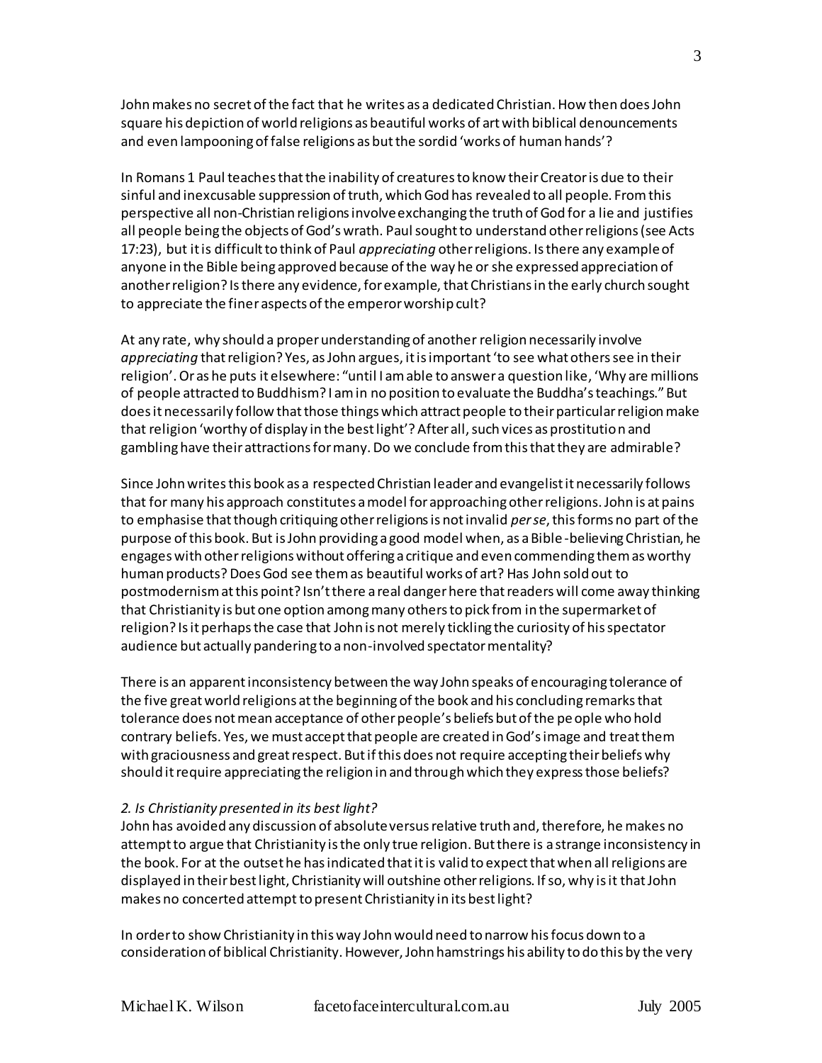John makes no secret of the fact that he writes as a dedicated Christian. How then does John square his depiction of world religions as beautiful works of art with biblical denouncements and even lampooning of false religions as but the sordid 'works of human hands'?

In Romans 1 Paul teaches that the inability of creatures to know their Creator is due to their sinful and inexcusable suppression of truth, which God has revealed to all people. From this perspective all non-Christian religions involve exchanging the truth of God for a lie and justifies all people being the objects of God's wrath. Paul sought to understand other religions (see Acts 17:23), but it is difficult to think of Paul *appreciating* other religions. Is there any example of anyone in the Bible being approved because of the way he or she expressed appreciation of another religion? Is there any evidence, for example, that Christians in the early church sought to appreciate the finer aspects of the emperor worship cult?

At any rate, why should a proper understanding of another religion necessarily involve *appreciating* that religion? Yes, as John argues, it is important 'to see what others see in their religion'. Or as he puts it elsewhere: "until I am able to answer a question like, 'Why are millions of people attracted to Buddhism? I am in no position to evaluate the Buddha's teachings." But does it necessarily follow that those things which attract people to their particular religion make that religion 'worthy of display in the best light'? After all, such vices as prostitution and gambling have their attractions for many. Do we conclude from this that they are admirable?

Since John writes this book as a respected Christian leader and evangelist it necessarily follows that for many his approach constitutes a model for approaching other religions. John is at pains to emphasise that though critiquing other religions is not invalid *per se*, this forms no part of the purpose of this book. But is John providing a good model when, as a Bible-believing Christian, he engages with other religions without offering a critique and even commending them as worthy human products? Does God see them as beautiful works of art? Has John sold out to postmodernism at this point? Isn't there a real danger here that readers will come away thinking that Christianity is but one option among many others to pick from in the supermarket of religion? Is it perhaps the case that John is not merely tickling the curiosity of his spectator audience but actually pandering to a non-involved spectator mentality?

There is an apparent inconsistency between the way John speaks of encouraging tolerance of the five great world religions at the beginning of the book and his concluding remarks that tolerance does not mean acceptance of other people's beliefs but of the people who hold contrary beliefs. Yes, we must accept that people are created in God's image and treat them with graciousness and great respect. But if this does not require accepting their beliefs why should it require appreciating the religion in and through which they express those beliefs?

*2. Is Christianity presented in its best light?*

John has avoided any discussion of absolute versus relative truth and, therefore, he makes no attempt to argue that Christianity is the only true religion. But there is a strange inconsistency in the book. For at the outset he has indicated that it is valid to expect that when all religions are displayed in their best light, Christianity will outshine other religions. If so, why is it that John makes no concerted attempt to present Christianity in its best light?

In order to show Christianity in this way John would need to narrow his focus down to a consideration of biblical Christianity. However, John hamstrings his ability to do this by the very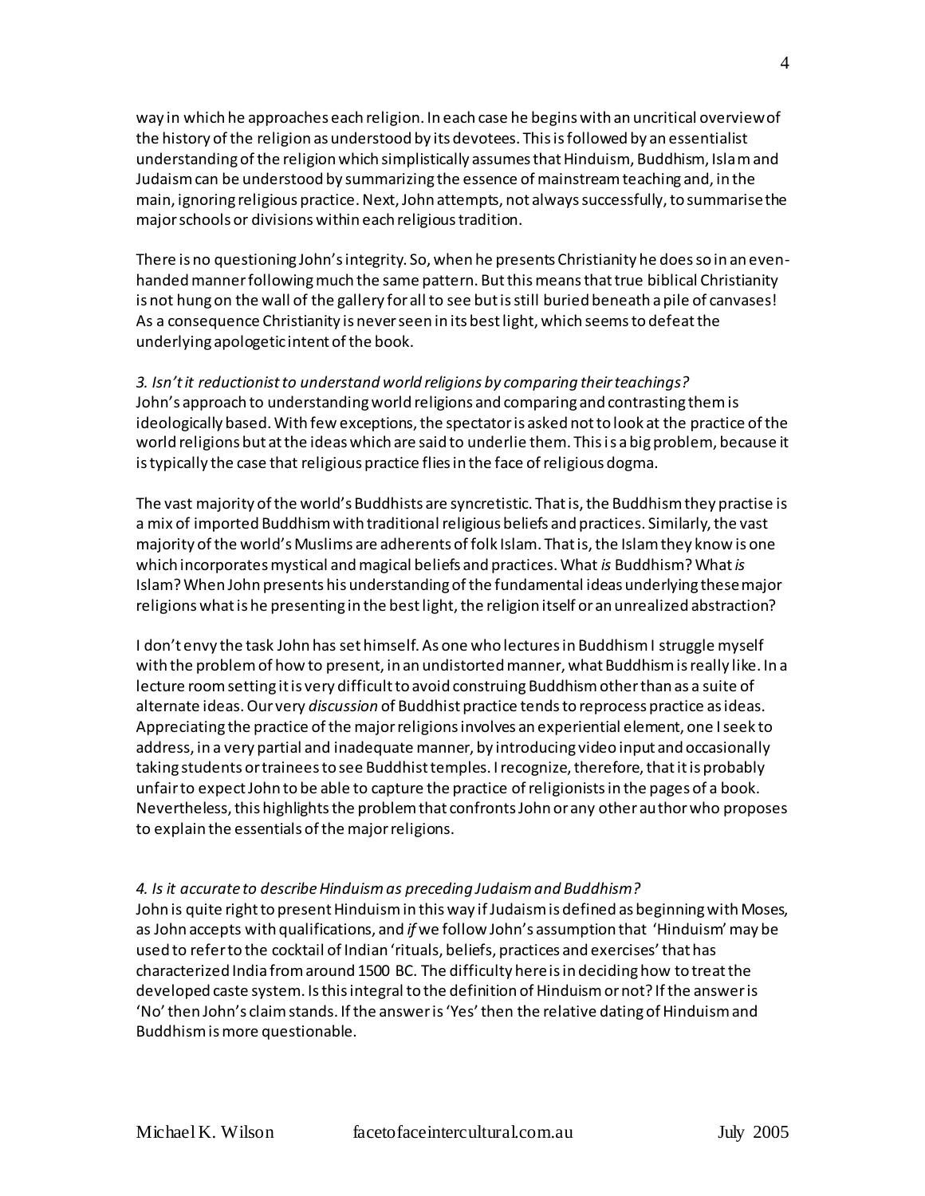way in which he approaches each religion. In each case he begins with an uncritical overview of the history of the religion as understood by its devotees. This is followed by an essentialist understanding of the religion which simplistically assumes that Hinduism, Buddhism, Islam and Judaism can be understood by summarizing the essence of mainstream teaching and, in the main, ignoring religious practice. Next, John attempts, not always successfully, to summarise the major schools or divisions within each religious tradition.

There is no questioning John's integrity. So, when he presents Christianity he does so in an even-handed manner following much the same pattern. But this means that true biblical Christianity is not hung on the wall of the gallery for all to see but is still buried beneath a pile of canvases! As a consequence Christianity is never seen in its best light, which seems to defeat the underlying apologetic intent of the book.

*3. Isn't it reductionist to understand world religions by comparing their teachings?*
John's approach to understanding world religions and comparing and contrasting them is ideologically based. With few exceptions, the spectator is asked not to look at the practice of the world religions but at the ideas which are said to underlie them. This is a big problem, because it is typically the case that religious practice flies in the face of religious dogma.

The vast majority of the world's Buddhists are syncretistic. That is, the Buddhism they practise is a mix of imported Buddhism with traditional religious beliefs and practices. Similarly, the vast majority of the world's Muslims are adherents of folk Islam. That is, the Islam they know is one which incorporates mystical and magical beliefs and practices. What *is* Buddhism? What *is* Islam? When John presents his understanding of the fundamental ideas underlying these major religions what is he presenting in the best light, the religion itself or an unrealized abstraction?

I don't envy the task John has set himself. As one who lectures in Buddhism I struggle myself with the problem of how to present, in an undistorted manner, what Buddhism is really like. In a lecture room setting it is very difficult to avoid construing Buddhism other than as a suite of alternate ideas. Our very *discussion* of Buddhist practice tends to reprocess practice as ideas. Appreciating the practice of the major religions involves an experiential element, one I seek to address, in a very partial and inadequate manner, by introducing video input and occasionally taking students or trainees to see Buddhist temples. I recognize, therefore, that it is probably unfair to expect John to be able to capture the practice of religionists in the pages of a book. Nevertheless, this highlights the problem that confronts John or any other author who proposes to explain the essentials of the major religions.

*4. Is it accurate to describe Hinduism as preceding Judaism and Buddhism?*
John is quite right to present Hinduism in this way if Judaism is defined as beginning with Moses, as John accepts with qualifications, and *if* we follow John's assumption that 'Hinduism' may be used to refer to the cocktail of Indian 'rituals, beliefs, practices and exercises' that has characterized India from around 1500 BC. The difficulty here is in deciding how to treat the developed caste system. Is this integral to the definition of Hinduism or not? If the answer is 'No' then John's claim stands. If the answer is 'Yes' then the relative dating of Hinduism and Buddhism is more questionable.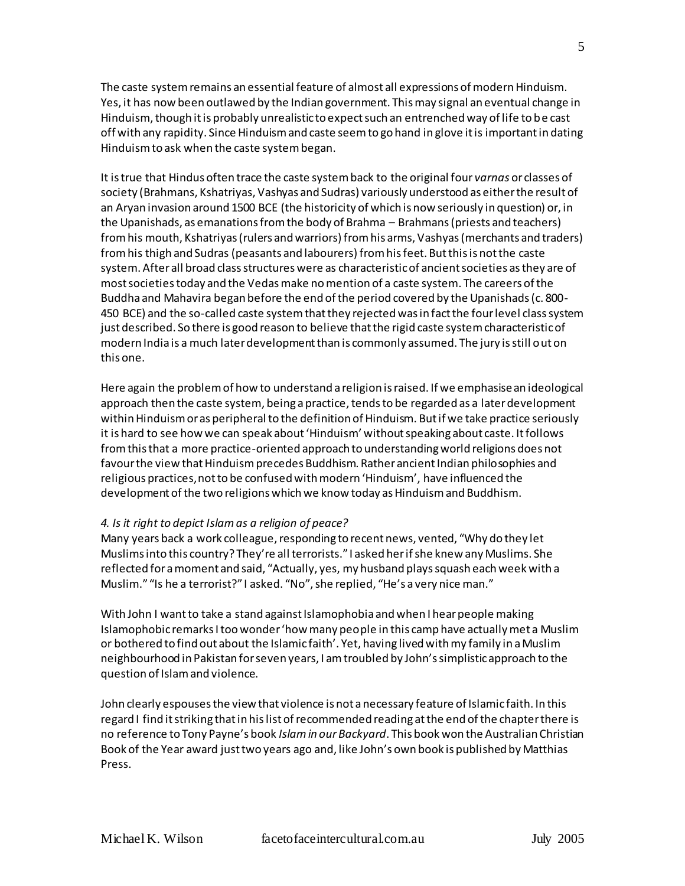The caste system remains an essential feature of almost all expressions of modern Hinduism. Yes, it has now been outlawed by the Indian government. This may signal an eventual change in Hinduism, though it is probably unrealistic to expect such an entrenched way of life to be cast off with any rapidity. Since Hinduism and caste seem to go hand in glove it is important in dating Hinduism to ask when the caste system began.

It is true that Hindus often trace the caste system back to the original four *varnas* or classes of society (Brahmans, Kshatriyas, Vashyas and Sudras) variously understood as either the result of an Aryan invasion around 1500 BCE (the historicity of which is now seriously in question) or, in the Upanishads, as emanations from the body of Brahma – Brahmans (priests and teachers) from his mouth, Kshatriyas (rulers and warriors) from his arms, Vashyas (merchants and traders) from his thigh and Sudras (peasants and labourers) from his feet. But this is not the caste system. After all broad class structures were as characteristic of ancient societies as they are of most societies today and the Vedas make no mention of a caste system. The careers of the Buddha and Mahavira began before the end of the period covered by the Upanishads (c. 800-450 BCE) and the so-called caste system that they rejected was in fact the four level class system just described. So there is good reason to believe that the rigid caste system characteristic of modern India is a much later development than is commonly assumed. The jury is still out on this one.

Here again the problem of how to understand a religion is raised. If we emphasise an ideological approach then the caste system, being a practice, tends to be regarded as a later development within Hinduism or as peripheral to the definition of Hinduism. But if we take practice seriously it is hard to see how we can speak about 'Hinduism' without speaking about caste. It follows from this that a more practice-oriented approach to understanding world religions does not favour the view that Hinduism precedes Buddhism. Rather ancient Indian philosophies and religious practices, not to be confused with modern 'Hinduism', have influenced the development of the two religions which we know today as Hinduism and Buddhism.

*4. Is it right to depict Islam as a religion of peace?*

Many years back a work colleague, responding to recent news, vented, "Why do they let Muslims into this country? They're all terrorists." I asked her if she knew any Muslims. She reflected for a moment and said, "Actually, yes, my husband plays squash each week with a Muslim." "Is he a terrorist?" I asked. "No", she replied, "He's a very nice man."

With John I want to take a stand against Islamophobia and when I hear people making Islamophobic remarks I too wonder 'how many people in this camp have actually met a Muslim or bothered to find out about the Islamic faith'. Yet, having lived with my family in a Muslim neighbourhood in Pakistan for seven years, I am troubled by John's simplistic approach to the question of Islam and violence.

John clearly espouses the view that violence is not a necessary feature of Islamic faith. In this regard I find it striking that in his list of recommended reading at the end of the chapter there is no reference to Tony Payne's book *Islam in our Backyard*. This book won the Australian Christian Book of the Year award just two years ago and, like John's own book is published by Matthias Press.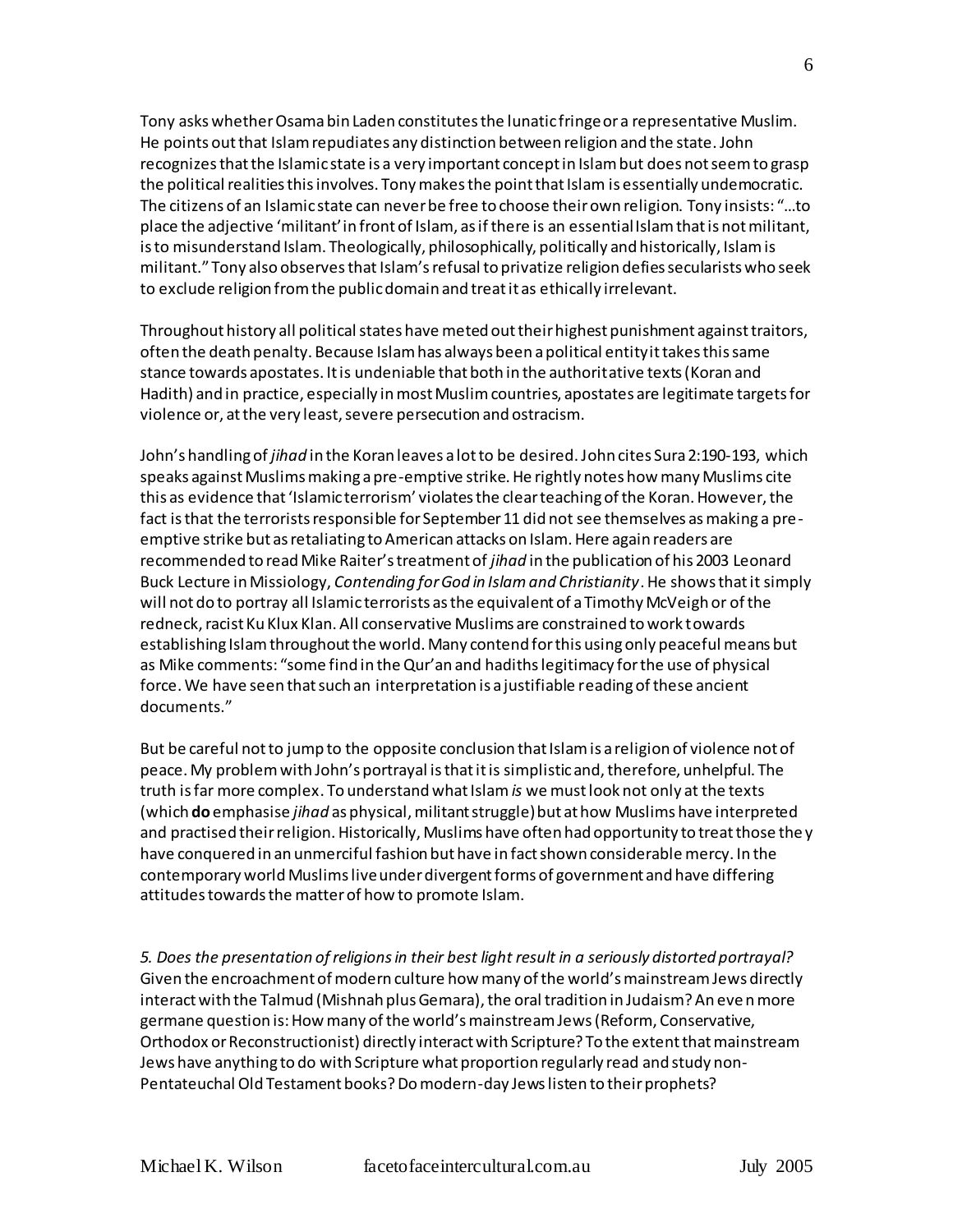Tony asks whether Osama bin Laden constitutes the lunatic fringe or a representative Muslim. He points out that Islam repudiates any distinction between religion and the state. John recognizes that the Islamic state is a very important concept in Islam but does not seem to grasp the political realities this involves. Tony makes the point that Islam is essentially undemocratic. The citizens of an Islamic state can never be free to choose their own religion. Tony insists: "…to place the adjective 'militant' in front of Islam, as if there is an essential Islam that is not militant, is to misunderstand Islam. Theologically, philosophically, politically and historically, Islam is militant." Tony also observes that Islam's refusal to privatize religion defies secularists who seek to exclude religion from the public domain and treat it as ethically irrelevant.

Throughout history all political states have meted out their highest punishment against traitors, often the death penalty. Because Islam has always been a political entity it takes this same stance towards apostates. It is undeniable that both in the authoritative texts (Koran and Hadith) and in practice, especially in most Muslim countries, apostates are legitimate targets for violence or, at the very least, severe persecution and ostracism.

John's handling of *jihad* in the Koran leaves a lot to be desired. John cites Sura 2:190-193, which speaks against Muslims making a pre-emptive strike. He rightly notes how many Muslims cite this as evidence that 'Islamic terrorism' violates the clear teaching of the Koran. However, the fact is that the terrorists responsible for September 11 did not see themselves as making a pre-emptive strike but as retaliating to American attacks on Islam. Here again readers are recommended to read Mike Raiter's treatment of *jihad* in the publication of his 2003 Leonard Buck Lecture in Missiology, *Contending for God in Islam and Christianity*. He shows that it simply will not do to portray all Islamic terrorists as the equivalent of a Timothy McVeigh or of the redneck, racist Ku Klux Klan. All conservative Muslims are constrained to work towards establishing Islam throughout the world. Many contend for this using only peaceful means but as Mike comments: "some find in the Qur'an and hadiths legitimacy for the use of physical force. We have seen that such an interpretation is a justifiable reading of these ancient documents."

But be careful not to jump to the opposite conclusion that Islam is a religion of violence not of peace. My problem with John's portrayal is that it is simplistic and, therefore, unhelpful. The truth is far more complex. To understand what Islam *is* we must look not only at the texts (which **do** emphasise *jihad* as physical, militant struggle) but at how Muslims have interpreted and practised their religion. Historically, Muslims have often had opportunity to treat those they have conquered in an unmerciful fashion but have in fact shown considerable mercy. In the contemporary world Muslims live under divergent forms of government and have differing attitudes towards the matter of how to promote Islam.

*5. Does the presentation of religions in their best light result in a seriously distorted portrayal?*
Given the encroachment of modern culture how many of the world's mainstream Jews directly interact with the Talmud (Mishnah plus Gemara), the oral tradition in Judaism? An even more germane question is: How many of the world's mainstream Jews (Reform, Conservative, Orthodox or Reconstructionist) directly interact with Scripture? To the extent that mainstream Jews have anything to do with Scripture what proportion regularly read and study non-Pentateuchal Old Testament books? Do modern-day Jews listen to their prophets?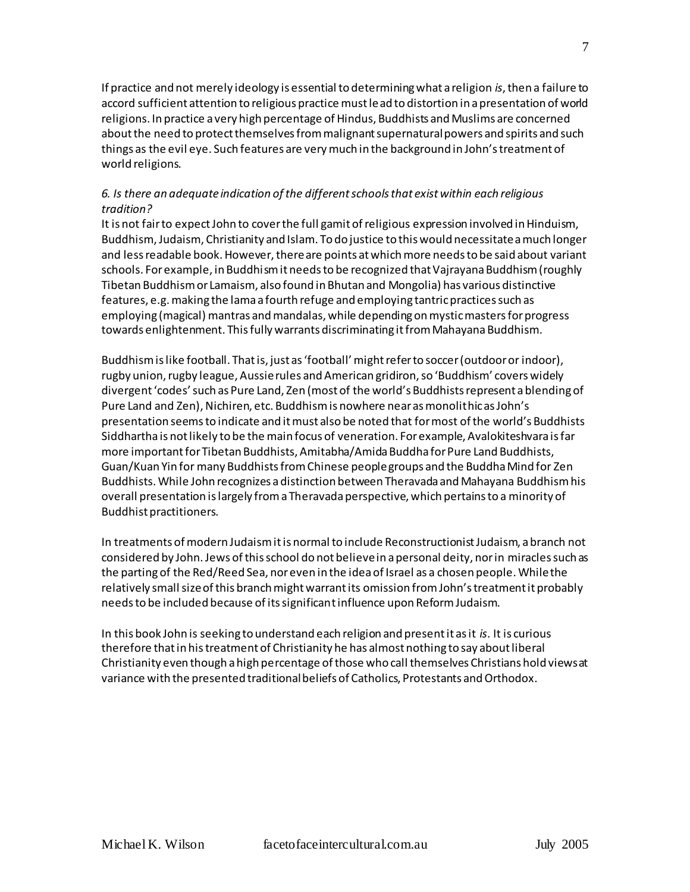If practice and not merely ideology is essential to determining what a religion *is*, then a failure to accord sufficient attention to religious practice must lead to distortion in a presentation of world religions. In practice a very high percentage of Hindus, Buddhists and Muslims are concerned about the need to protect themselves from malignant supernatural powers and spirits and such things as the evil eye. Such features are very much in the background in John's treatment of world religions.

*6. Is there an adequate indication of the different schools that exist within each religious tradition?*

It is not fair to expect John to cover the full gamit of religious expression involved in Hinduism, Buddhism, Judaism, Christianity and Islam. To do justice to this would necessitate a much longer and less readable book. However, there are points at which more needs to be said about variant schools. For example, in Buddhism it needs to be recognized that Vajrayana Buddhism (roughly Tibetan Buddhism or Lamaism, also found in Bhutan and Mongolia) has various distinctive features, e.g. making the lama a fourth refuge and employing tantric practices such as employing (magical) mantras and mandalas, while depending on mystic masters for progress towards enlightenment. This fully warrants discriminating it from Mahayana Buddhism.

Buddhism is like football. That is, just as 'football' might refer to soccer (outdoor or indoor), rugby union, rugby league, Aussie rules and American gridiron, so 'Buddhism' covers widely divergent 'codes' such as Pure Land, Zen (most of the world's Buddhists represent a blending of Pure Land and Zen), Nichiren, etc. Buddhism is nowhere near as monolithic as John's presentation seems to indicate and it must also be noted that for most of the world's Buddhists Siddhartha is not likely to be the main focus of veneration. For example, Avalokiteshvara is far more important for Tibetan Buddhists, Amitabha/Amida Buddha for Pure Land Buddhists, Guan/Kuan Yin for many Buddhists from Chinese people groups and the Buddha Mind for Zen Buddhists. While John recognizes a distinction between Theravada and Mahayana Buddhism his overall presentation is largely from a Theravada perspective, which pertains to a minority of Buddhist practitioners.

In treatments of modern Judaism it is normal to include Reconstructionist Judaism, a branch not considered by John. Jews of this school do not believe in a personal deity, nor in miracles such as the parting of the Red/Reed Sea, nor even in the idea of Israel as a chosen people. While the relatively small size of this branch might warrant its omission from John's treatment it probably needs to be included because of its significant influence upon Reform Judaism.

In this book John is seeking to understand each religion and present it as it *is*. It is curious therefore that in his treatment of Christianity he has almost nothing to say about liberal Christianity even though a high percentage of those who call themselves Christians hold views at variance with the presented traditional beliefs of Catholics, Protestants and Orthodox.